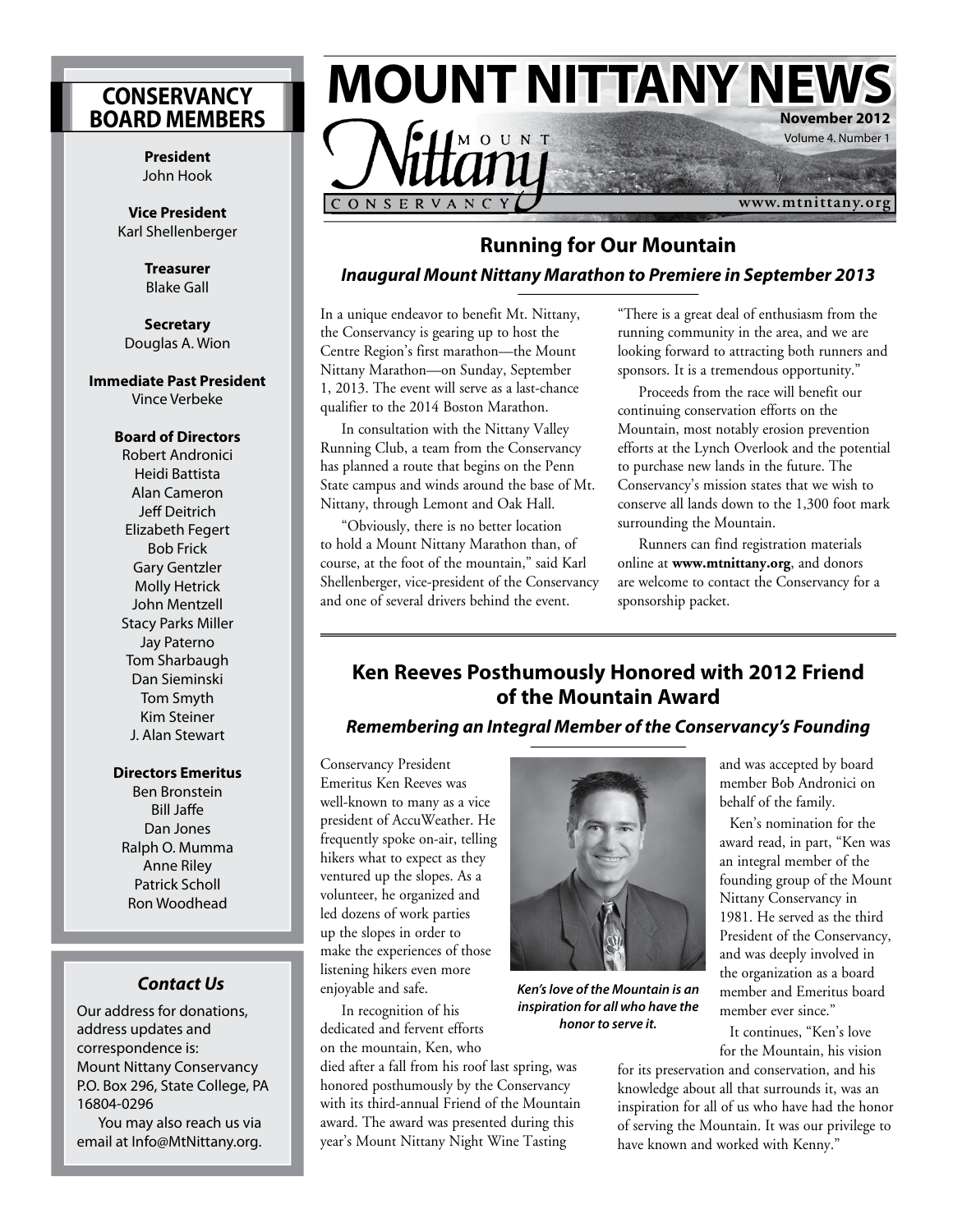# MOUNT NITTANY NEWS

**November 2012**
Volume 4. Number 1

www.mtnittany.org

## Running for Our Mountain

### *Inaugural Mount Nittany Marathon to Premiere in September 2013*

In a unique endeavor to benefit Mt. Nittany, the Conservancy is gearing up to host the Centre Region's first marathon—the Mount Nittany Marathon—on Sunday, September 1, 2013. The event will serve as a last-chance qualifier to the 2014 Boston Marathon.

In consultation with the Nittany Valley Running Club, a team from the Conservancy has planned a route that begins on the Penn State campus and winds around the base of Mt. Nittany, through Lemont and Oak Hall.

"Obviously, there is no better location to hold a Mount Nittany Marathon than, of course, at the foot of the mountain," said Karl Shellenberger, vice-president of the Conservancy and one of several drivers behind the event. "There is a great deal of enthusiasm from the running community in the area, and we are looking forward to attracting both runners and sponsors. It is a tremendous opportunity."

Proceeds from the race will benefit our continuing conservation efforts on the Mountain, most notably erosion prevention efforts at the Lynch Overlook and the potential to purchase new lands in the future. The Conservancy's mission states that we wish to conserve all lands down to the 1,300 foot mark surrounding the Mountain.

Runners can find registration materials online at **www.mtnittany.org**, and donors are welcome to contact the Conservancy for a sponsorship packet.

## Ken Reeves Posthumously Honored with 2012 Friend of the Mountain Award

### *Remembering an Integral Member of the Conservancy's Founding*

Conservancy President Emeritus Ken Reeves was well-known to many as a vice president of AccuWeather. He frequently spoke on-air, telling hikers what to expect as they ventured up the slopes. As a volunteer, he organized and led dozens of work parties up the slopes in order to make the experiences of those listening hikers even more enjoyable and safe.

In recognition of his dedicated and fervent efforts on the mountain, Ken, who died after a fall from his roof last spring, was honored posthumously by the Conservancy with its third-annual Friend of the Mountain award. The award was presented during this year's Mount Nittany Night Wine Tasting and was accepted by board member Bob Andronici on behalf of the family.

*Ken's love of the Mountain is an inspiration for all who have the honor to serve it.*

Ken's nomination for the award read, in part, "Ken was an integral member of the founding group of the Mount Nittany Conservancy in 1981. He served as the third President of the Conservancy, and was deeply involved in the organization as a board member and Emeritus board member ever since."

It continues, "Ken's love for the Mountain, his vision for its preservation and conservation, and his knowledge about all that surrounds it, was an inspiration for all of us who have had the honor of serving the Mountain. It was our privilege to have known and worked with Kenny."

## CONSERVANCY BOARD MEMBERS

**President**
John Hook

**Vice President**
Karl Shellenberger

**Treasurer**
Blake Gall

**Secretary**
Douglas A. Wion

**Immediate Past President**
Vince Verbeke

**Board of Directors**
Robert Andronici
Heidi Battista
Alan Cameron
Jeff Deitrich
Elizabeth Fegert
Bob Frick
Gary Gentzler
Molly Hetrick
John Mentzell
Stacy Parks Miller
Jay Paterno
Tom Sharbaugh
Dan Sieminski
Tom Smyth
Kim Steiner
J. Alan Stewart

**Directors Emeritus**
Ben Bronstein
Bill Jaffe
Dan Jones
Ralph O. Mumma
Anne Riley
Patrick Scholl
Ron Woodhead

### *Contact Us*

Our address for donations, address updates and correspondence is:
Mount Nittany Conservancy
P.O. Box 296, State College, PA 16804-0296

You may also reach us via email at Info@MtNittany.org.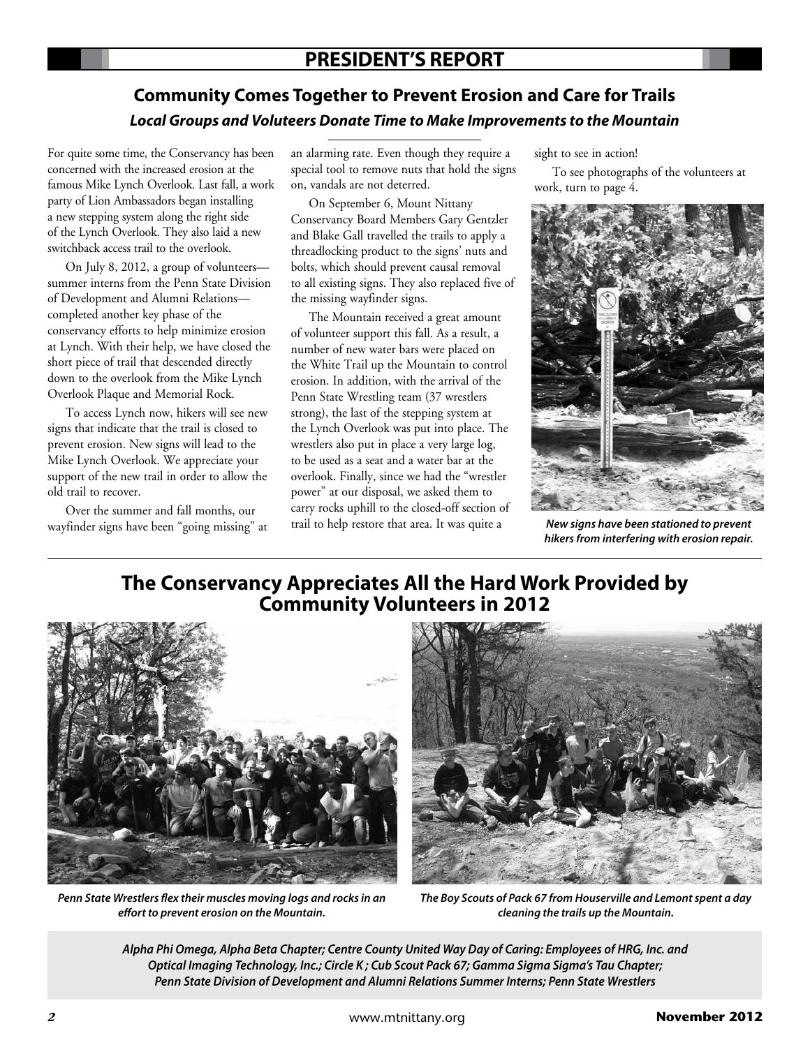# PRESIDENT'S REPORT

## Community Comes Together to Prevent Erosion and Care for Trails

### *Local Groups and Voluteers Donate Time to Make Improvements to the Mountain*

For quite some time, the Conservancy has been concerned with the increased erosion at the famous Mike Lynch Overlook. Last fall, a work party of Lion Ambassadors began installing a new stepping system along the right side of the Lynch Overlook. They also laid a new switchback access trail to the overlook.

On July 8, 2012, a group of volunteers—summer interns from the Penn State Division of Development and Alumni Relations—completed another key phase of the conservancy efforts to help minimize erosion at Lynch. With their help, we have closed the short piece of trail that descended directly down to the overlook from the Mike Lynch Overlook Plaque and Memorial Rock.

To access Lynch now, hikers will see new signs that indicate that the trail is closed to prevent erosion. New signs will lead to the Mike Lynch Overlook. We appreciate your support of the new trail in order to allow the old trail to recover.

Over the summer and fall months, our wayfinder signs have been "going missing" at an alarming rate. Even though they require a special tool to remove nuts that hold the signs on, vandals are not deterred.

On September 6, Mount Nittany Conservancy Board Members Gary Gentzler and Blake Gall travelled the trails to apply a threadlocking product to the signs' nuts and bolts, which should prevent causal removal to all existing signs. They also replaced five of the missing wayfinder signs.

The Mountain received a great amount of volunteer support this fall. As a result, a number of new water bars were placed on the White Trail up the Mountain to control erosion. In addition, with the arrival of the Penn State Wrestling team (37 wrestlers strong), the last of the stepping system at the Lynch Overlook was put into place. The wrestlers also put in place a very large log, to be used as a seat and a water bar at the overlook. Finally, since we had the "wrestler power" at our disposal, we asked them to carry rocks uphill to the closed-off section of trail to help restore that area. It was quite a sight to see in action!

To see photographs of the volunteers at work, turn to page 4.

***New signs have been stationed to prevent hikers from interfering with erosion repair.***

## The Conservancy Appreciates All the Hard Work Provided by Community Volunteers in 2012

***Penn State Wrestlers flex their muscles moving logs and rocks in an effort to prevent erosion on the Mountain.***

***The Boy Scouts of Pack 67 from Houserville and Lemont spent a day cleaning the trails up the Mountain.***

***Alpha Phi Omega, Alpha Beta Chapter; Centre County United Way Day of Caring: Employees of HRG, Inc. and Optical Imaging Technology, Inc.; Circle K ; Cub Scout Pack 67; Gamma Sigma Sigma's Tau Chapter; Penn State Division of Development and Alumni Relations Summer Interns; Penn State Wrestlers***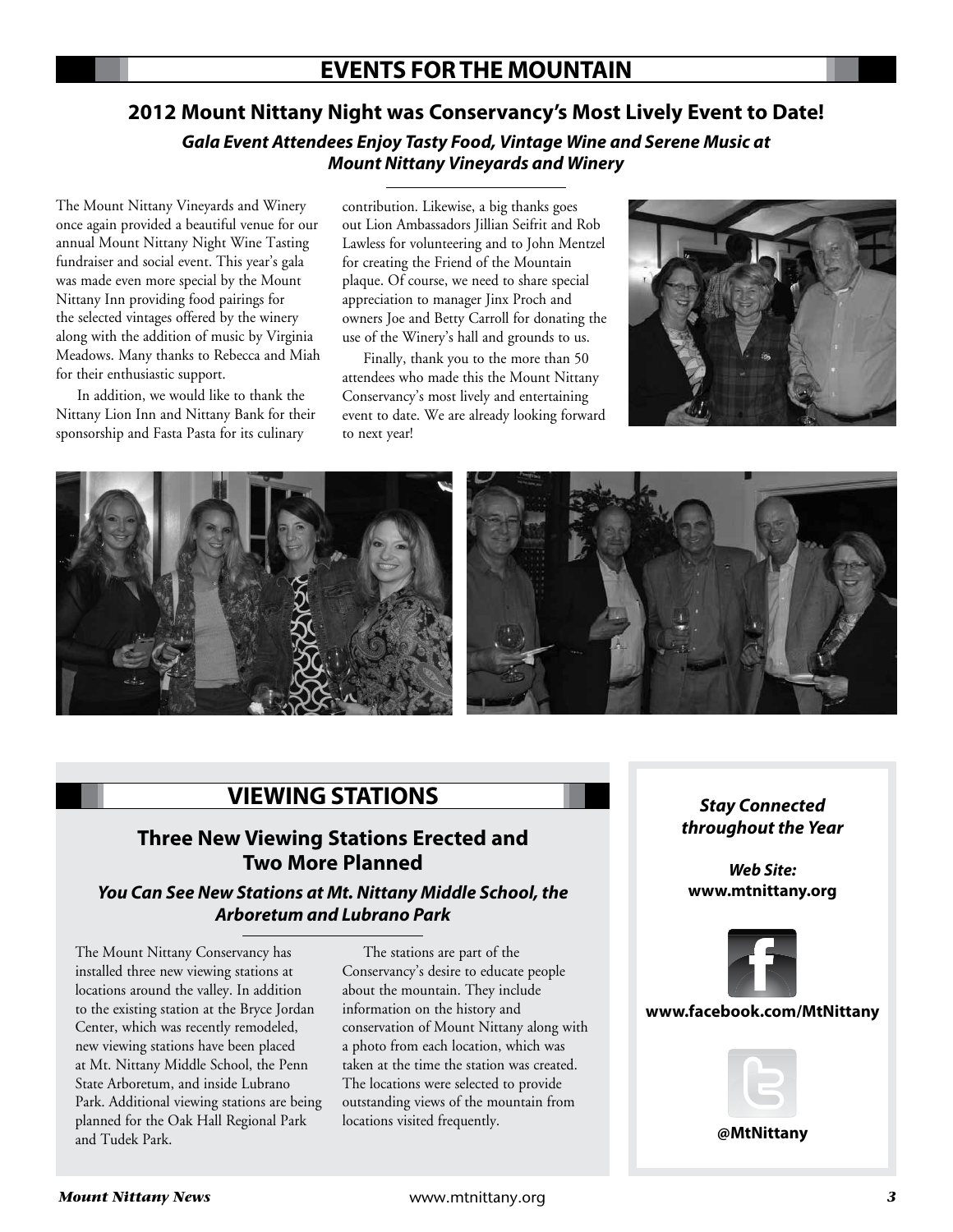# EVENTS FOR THE MOUNTAIN

## 2012 Mount Nittany Night was Conservancy's Most Lively Event to Date!

***Gala Event Attendees Enjoy Tasty Food, Vintage Wine and Serene Music at Mount Nittany Vineyards and Winery***

The Mount Nittany Vineyards and Winery once again provided a beautiful venue for our annual Mount Nittany Night Wine Tasting fundraiser and social event. This year's gala was made even more special by the Mount Nittany Inn providing food pairings for the selected vintages offered by the winery along with the addition of music by Virginia Meadows. Many thanks to Rebecca and Miah for their enthusiastic support.

In addition, we would like to thank the Nittany Lion Inn and Nittany Bank for their sponsorship and Fasta Pasta for its culinary contribution. Likewise, a big thanks goes out Lion Ambassadors Jillian Seifrit and Rob Lawless for volunteering and to John Mentzel for creating the Friend of the Mountain plaque. Of course, we need to share special appreciation to manager Jinx Proch and owners Joe and Betty Carroll for donating the use of the Winery's hall and grounds to us.

Finally, thank you to the more than 50 attendees who made this the Mount Nittany Conservancy's most lively and entertaining event to date. We are already looking forward to next year!

# VIEWING STATIONS

## Three New Viewing Stations Erected and Two More Planned

***You Can See New Stations at Mt. Nittany Middle School, the Arboretum and Lubrano Park***

The Mount Nittany Conservancy has installed three new viewing stations at locations around the valley. In addition to the existing station at the Bryce Jordan Center, which was recently remodeled, new viewing stations have been placed at Mt. Nittany Middle School, the Penn State Arboretum, and inside Lubrano Park. Additional viewing stations are being planned for the Oak Hall Regional Park and Tudek Park.

The stations are part of the Conservancy's desire to educate people about the mountain. They include information on the history and conservation of Mount Nittany along with a photo from each location, which was taken at the time the station was created. The locations were selected to provide outstanding views of the mountain from locations visited frequently.

***Stay Connected throughout the Year***

***Web Site:***
**www.mtnittany.org**

**www.facebook.com/MtNittany**

**@MtNittany**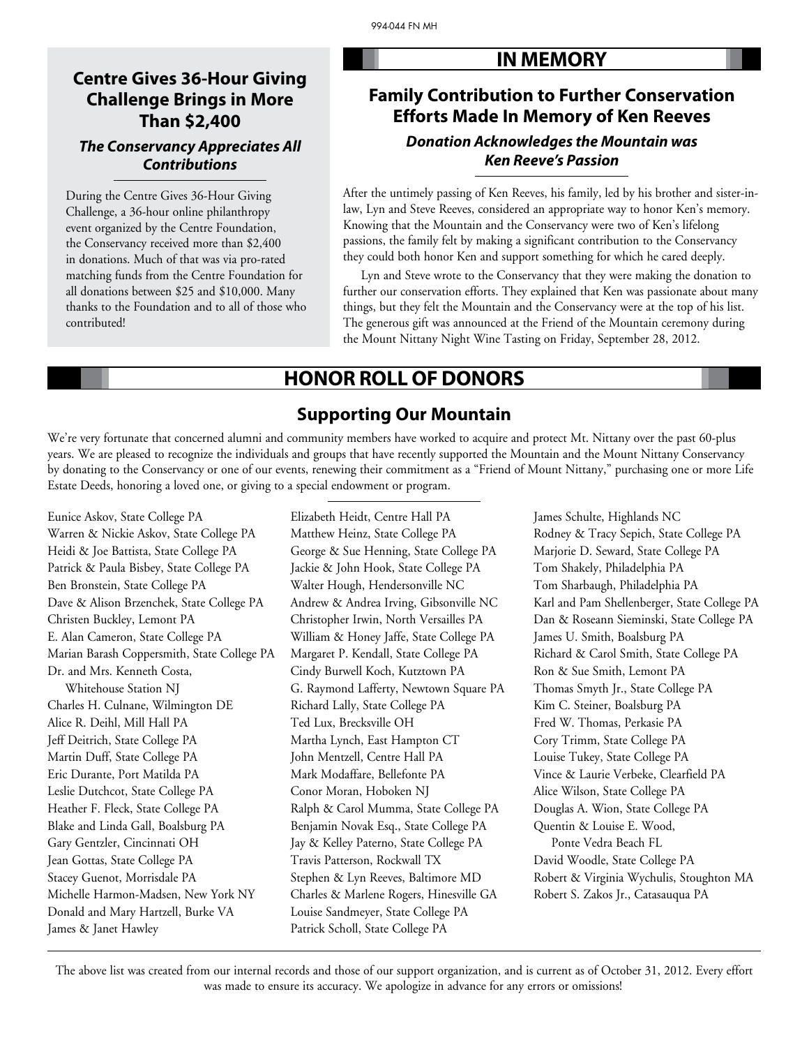## Centre Gives 36-Hour Giving Challenge Brings in More Than $2,400

### *The Conservancy Appreciates All Contributions*

During the Centre Gives 36-Hour Giving Challenge, a 36-hour online philanthropy event organized by the Centre Foundation, the Conservancy received more than $2,400 in donations. Much of that was via pro-rated matching funds from the Centre Foundation for all donations between $25 and $10,000. Many thanks to the Foundation and to all of those who contributed!

# IN MEMORY

## Family Contribution to Further Conservation Efforts Made In Memory of Ken Reeves

### *Donation Acknowledges the Mountain was Ken Reeve's Passion*

After the untimely passing of Ken Reeves, his family, led by his brother and sister-in-law, Lyn and Steve Reeves, considered an appropriate way to honor Ken's memory. Knowing that the Mountain and the Conservancy were two of Ken's lifelong passions, the family felt by making a significant contribution to the Conservancy they could both honor Ken and support something for which he cared deeply.

Lyn and Steve wrote to the Conservancy that they were making the donation to further our conservation efforts. They explained that Ken was passionate about many things, but they felt the Mountain and the Conservancy were at the top of his list. The generous gift was announced at the Friend of the Mountain ceremony during the Mount Nittany Night Wine Tasting on Friday, September 28, 2012.

# HONOR ROLL OF DONORS

## Supporting Our Mountain

We're very fortunate that concerned alumni and community members have worked to acquire and protect Mt. Nittany over the past 60-plus years. We are pleased to recognize the individuals and groups that have recently supported the Mountain and the Mount Nittany Conservancy by donating to the Conservancy or one of our events, renewing their commitment as a "Friend of Mount Nittany," purchasing one or more Life Estate Deeds, honoring a loved one, or giving to a special endowment or program.

Eunice Askov, State College PA
Warren & Nickie Askov, State College PA
Heidi & Joe Battista, State College PA
Patrick & Paula Bisbey, State College PA
Ben Bronstein, State College PA
Dave & Alison Brzenchek, State College PA
Christen Buckley, Lemont PA
E. Alan Cameron, State College PA
Marian Barash Coppersmith, State College PA
Dr. and Mrs. Kenneth Costa, Whitehouse Station NJ
Charles H. Culnane, Wilmington DE
Alice R. Deihl, Mill Hall PA
Jeff Deitrich, State College PA
Martin Duff, State College PA
Eric Durante, Port Matilda PA
Leslie Dutchcot, State College PA
Heather F. Fleck, State College PA
Blake and Linda Gall, Boalsburg PA
Gary Gentzler, Cincinnati OH
Jean Gottas, State College PA
Stacey Guenot, Morrisdale PA
Michelle Harmon-Madsen, New York NY
Donald and Mary Hartzell, Burke VA
James & Janet Hawley
Elizabeth Heidt, Centre Hall PA
Matthew Heinz, State College PA
George & Sue Henning, State College PA
Jackie & John Hook, State College PA
Walter Hough, Hendersonville NC
Andrew & Andrea Irving, Gibsonville NC
Christopher Irwin, North Versailles PA
William & Honey Jaffe, State College PA
Margaret P. Kendall, State College PA
Cindy Burwell Koch, Kutztown PA
G. Raymond Lafferty, Newtown Square PA
Richard Lally, State College PA
Ted Lux, Brecksville OH
Martha Lynch, East Hampton CT
John Mentzell, Centre Hall PA
Mark Modaffare, Bellefonte PA
Conor Moran, Hoboken NJ
Ralph & Carol Mumma, State College PA
Benjamin Novak Esq., State College PA
Jay & Kelley Paterno, State College PA
Travis Patterson, Rockwall TX
Stephen & Lyn Reeves, Baltimore MD
Charles & Marlene Rogers, Hinesville GA
Louise Sandmeyer, State College PA
Patrick Scholl, State College PA
James Schulte, Highlands NC
Rodney & Tracy Sepich, State College PA
Marjorie D. Seward, State College PA
Tom Shakely, Philadelphia PA
Tom Sharbaugh, Philadelphia PA
Karl and Pam Shellenberger, State College PA
Dan & Roseann Sieminski, State College PA
James U. Smith, Boalsburg PA
Richard & Carol Smith, State College PA
Ron & Sue Smith, Lemont PA
Thomas Smyth Jr., State College PA
Kim C. Steiner, Boalsburg PA
Fred W. Thomas, Perkasie PA
Cory Trimm, State College PA
Louise Tukey, State College PA
Vince & Laurie Verbeke, Clearfield PA
Alice Wilson, State College PA
Douglas A. Wion, State College PA
Quentin & Louise E. Wood, Ponte Vedra Beach FL
David Woodle, State College PA
Robert & Virginia Wychulis, Stoughton MA
Robert S. Zakos Jr., Catasauqua PA

The above list was created from our internal records and those of our support organization, and is current as of October 31, 2012. Every effort was made to ensure its accuracy. We apologize in advance for any errors or omissions!